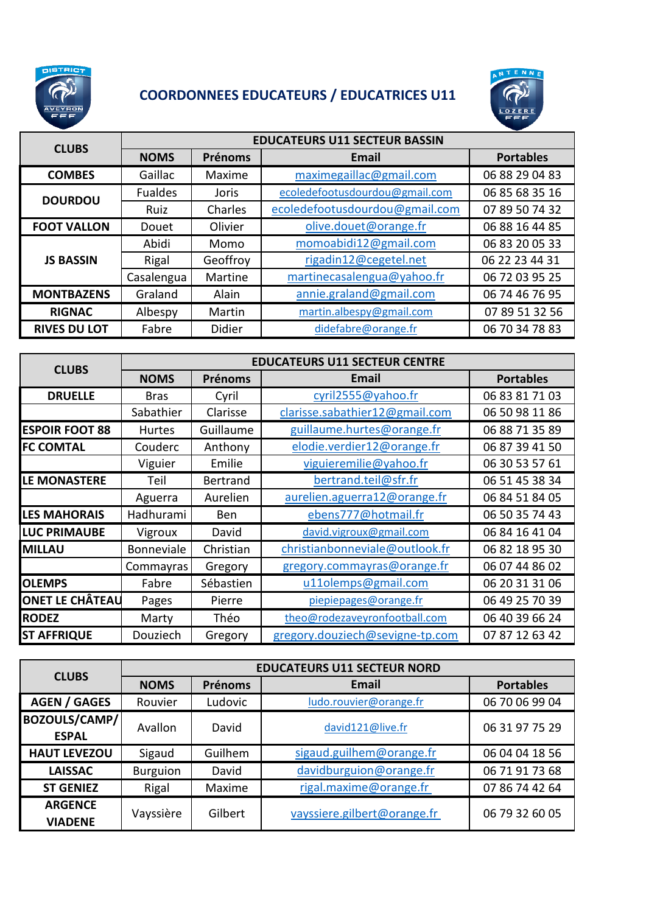# COORDONNEES EDUCATEURS / EDUCATRICES U11

| CLUBS | EDUCATEURS U11 SECTEUR BASSIN | | | |
|---|---|---|---|---|
| | NOMS | Prénoms | Email | Portables |
| COMBES | Gaillac | Maxime | maximegaillac@gmail.com | 06 88 29 04 83 |
| DOURDOU | Fualdes | Joris | ecoledefootusdourdou@gmail.com | 06 85 68 35 16 |
| | Ruiz | Charles | ecoledefootusdourdou@gmail.com | 07 89 50 74 32 |
| FOOT VALLON | Douet | Olivier | olive.douet@orange.fr | 06 88 16 44 85 |
| JS BASSIN | Abidi | Momo | momoabidi12@gmail.com | 06 83 20 05 33 |
| | Rigal | Geoffroy | rigadin12@cegetel.net | 06 22 23 44 31 |
| | Casalengua | Martine | martinecasalengua@yahoo.fr | 06 72 03 95 25 |
| MONTBAZENS | Graland | Alain | annie.graland@gmail.com | 06 74 46 76 95 |
| RIGNAC | Albespy | Martin | martin.albespy@gmail.com | 07 89 51 32 56 |
| RIVES DU LOT | Fabre | Didier | didefabre@orange.fr | 06 70 34 78 83 |

| CLUBS | EDUCATEURS U11 SECTEUR CENTRE | | | |
|---|---|---|---|---|
| | NOMS | Prénoms | Email | Portables |
| DRUELLE | Bras | Cyril | cyril2555@yahoo.fr | 06 83 81 71 03 |
| | Sabathier | Clarisse | clarisse.sabathier12@gmail.com | 06 50 98 11 86 |
| ESPOIR FOOT 88 | Hurtes | Guillaume | guillaume.hurtes@orange.fr | 06 88 71 35 89 |
| FC COMTAL | Couderc | Anthony | elodie.verdier12@orange.fr | 06 87 39 41 50 |
| | Viguier | Emilie | viguieremilie@yahoo.fr | 06 30 53 57 61 |
| LE MONASTERE | Teil | Bertrand | bertrand.teil@sfr.fr | 06 51 45 38 34 |
| | Aguerra | Aurelien | aurelien.aguerra12@orange.fr | 06 84 51 84 05 |
| LES MAHORAIS | Hadhurami | Ben | ebens777@hotmail.fr | 06 50 35 74 43 |
| LUC PRIMAUBE | Vigroux | David | david.vigroux@gmail.com | 06 84 16 41 04 |
| MILLAU | Bonneviale | Christian | christianbonneviale@outlook.fr | 06 82 18 95 30 |
| | Commayras | Gregory | gregory.commayras@orange.fr | 06 07 44 86 02 |
| OLEMPS | Fabre | Sébastien | u11olemps@gmail.com | 06 20 31 31 06 |
| ONET LE CHÂTEAU | Pages | Pierre | piepiepages@orange.fr | 06 49 25 70 39 |
| RODEZ | Marty | Théo | theo@rodezaveyronfootball.com | 06 40 39 66 24 |
| ST AFFRIQUE | Douziech | Gregory | gregory.douziech@sevigne-tp.com | 07 87 12 63 42 |

| CLUBS | EDUCATEURS U11 SECTEUR NORD | | | |
|---|---|---|---|---|
| | NOMS | Prénoms | Email | Portables |
| AGEN / GAGES | Rouvier | Ludovic | ludo.rouvier@orange.fr | 06 70 06 99 04 |
| BOZOULS/CAMP/ ESPAL | Avallon | David | david121@live.fr | 06 31 97 75 29 |
| HAUT LEVEZOU | Sigaud | Guilhem | sigaud.guilhem@orange.fr | 06 04 04 18 56 |
| LAISSAC | Burguion | David | davidburguion@orange.fr | 06 71 91 73 68 |
| ST GENIEZ | Rigal | Maxime | rigal.maxime@orange.fr | 07 86 74 42 64 |
| ARGENCE VIADENE | Vayssière | Gilbert | vayssiere.gilbert@orange.fr | 06 79 32 60 05 |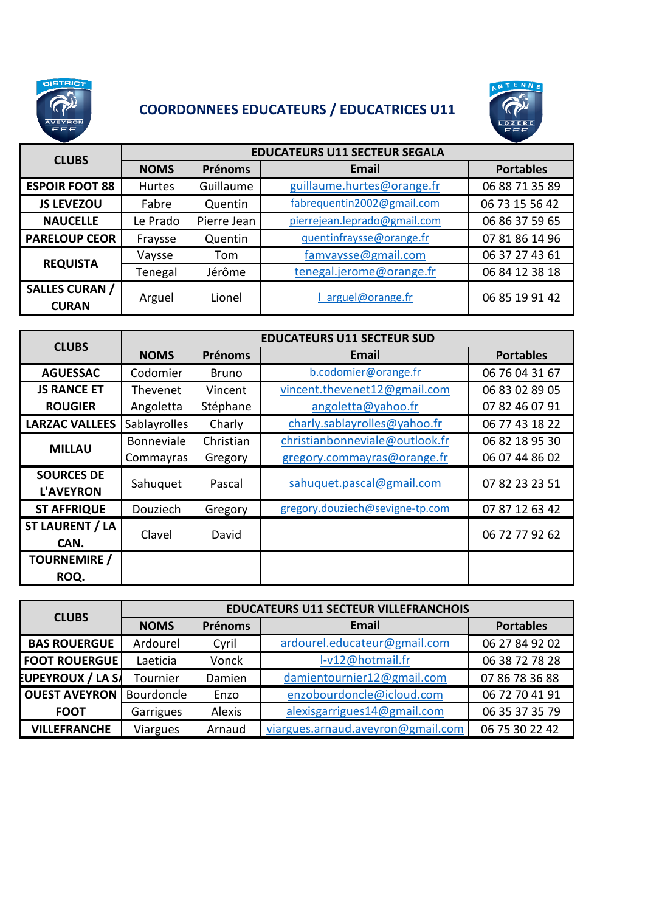# COORDONNEES EDUCATEURS / EDUCATRICES U11

| CLUBS | EDUCATEURS U11 SECTEUR SEGALA | | | |
|---|---|---|---|---|
| | **NOMS** | **Prénoms** | **Email** | **Portables** |
| **ESPOIR FOOT 88** | Hurtes | Guillaume | guillaume.hurtes@orange.fr | 06 88 71 35 89 |
| **JS LEVEZOU** | Fabre | Quentin | fabrequentin2002@gmail.com | 06 73 15 56 42 |
| **NAUCELLE** | Le Prado | Pierre Jean | pierrejean.leprado@gmail.com | 06 86 37 59 65 |
| **PARELOUP CEOR** | Fraysse | Quentin | quentinfraysse@orange.fr | 07 81 86 14 96 |
| **REQUISTA** | Vaysse | Tom | famvaysse@gmail.com | 06 37 27 43 61 |
| | Tenegal | Jérôme | tenegal.jerome@orange.fr | 06 84 12 38 18 |
| **SALLES CURAN / CURAN** | Arguel | Lionel | l_arguel@orange.fr | 06 85 19 91 42 |

| CLUBS | EDUCATEURS U11 SECTEUR SUD | | | |
|---|---|---|---|---|
| | **NOMS** | **Prénoms** | **Email** | **Portables** |
| **AGUESSAC** | Codomier | Bruno | b.codomier@orange.fr | 06 76 04 31 67 |
| **JS RANCE ET ROUGIER** | Thevenet | Vincent | vincent.thevenet12@gmail.com | 06 83 02 89 05 |
| | Angoletta | Stéphane | angoletta@yahoo.fr | 07 82 46 07 91 |
| **LARZAC VALLEES** | Sablayrolles | Charly | charly.sablayrolles@yahoo.fr | 06 77 43 18 22 |
| **MILLAU** | Bonneviale | Christian | christianbonneviale@outlook.fr | 06 82 18 95 30 |
| | Commayras | Gregory | gregory.commayras@orange.fr | 06 07 44 86 02 |
| **SOURCES DE L'AVEYRON** | Sahuquet | Pascal | sahuquet.pascal@gmail.com | 07 82 23 23 51 |
| **ST AFFRIQUE** | Douziech | Gregory | gregory.douziech@sevigne-tp.com | 07 87 12 63 42 |
| **ST LAURENT / LA CAN.** | Clavel | David | | 06 72 77 92 62 |
| **TOURNEMIRE / ROQ.** | | | | |

| CLUBS | EDUCATEURS U11 SECTEUR VILLEFRANCHOIS | | | |
|---|---|---|---|---|
| | **NOMS** | **Prénoms** | **Email** | **Portables** |
| **BAS ROUERGUE** | Ardourel | Cyril | ardourel.educateur@gmail.com | 06 27 84 92 02 |
| **FOOT ROUERGUE** | Laeticia | Vonck | l-v12@hotmail.fr | 06 38 72 78 28 |
| **EUPEYROUX / LA SA** | Tournier | Damien | damientournier12@gmail.com | 07 86 78 36 88 |
| **OUEST AVEYRON FOOT** | Bourdoncle | Enzo | enzobourdoncle@icloud.com | 06 72 70 41 91 |
| | Garrigues | Alexis | alexisgarrigues14@gmail.com | 06 35 37 35 79 |
| **VILLEFRANCHE** | Viargues | Arnaud | viargues.arnaud.aveyron@gmail.com | 06 75 30 22 42 |